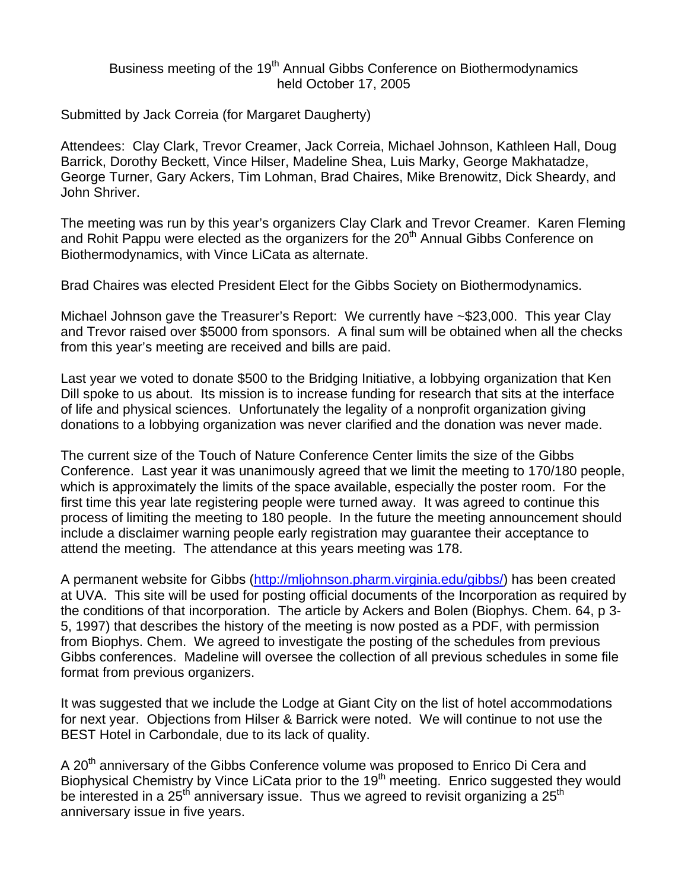Business meeting of the 19th Annual Gibbs Conference on Biothermodynamics held October 17, 2005

Submitted by Jack Correia (for Margaret Daugherty)

Attendees: Clay Clark, Trevor Creamer, Jack Correia, Michael Johnson, Kathleen Hall, Doug Barrick, Dorothy Beckett, Vince Hilser, Madeline Shea, Luis Marky, George Makhatadze, George Turner, Gary Ackers, Tim Lohman, Brad Chaires, Mike Brenowitz, Dick Sheardy, and John Shriver.

The meeting was run by this year's organizers Clay Clark and Trevor Creamer. Karen Fleming and Rohit Pappu were elected as the organizers for the 20th Annual Gibbs Conference on Biothermodynamics, with Vince LiCata as alternate.

Brad Chaires was elected President Elect for the Gibbs Society on Biothermodynamics.

Michael Johnson gave the Treasurer's Report: We currently have ~$23,000. This year Clay and Trevor raised over $5000 from sponsors. A final sum will be obtained when all the checks from this year's meeting are received and bills are paid.

Last year we voted to donate $500 to the Bridging Initiative, a lobbying organization that Ken Dill spoke to us about. Its mission is to increase funding for research that sits at the interface of life and physical sciences. Unfortunately the legality of a nonprofit organization giving donations to a lobbying organization was never clarified and the donation was never made.

The current size of the Touch of Nature Conference Center limits the size of the Gibbs Conference. Last year it was unanimously agreed that we limit the meeting to 170/180 people, which is approximately the limits of the space available, especially the poster room. For the first time this year late registering people were turned away. It was agreed to continue this process of limiting the meeting to 180 people. In the future the meeting announcement should include a disclaimer warning people early registration may guarantee their acceptance to attend the meeting. The attendance at this years meeting was 178.

A permanent website for Gibbs (http://mljohnson.pharm.virginia.edu/gibbs/) has been created at UVA. This site will be used for posting official documents of the Incorporation as required by the conditions of that incorporation. The article by Ackers and Bolen (Biophys. Chem. 64, p 3-5, 1997) that describes the history of the meeting is now posted as a PDF, with permission from Biophys. Chem. We agreed to investigate the posting of the schedules from previous Gibbs conferences. Madeline will oversee the collection of all previous schedules in some file format from previous organizers.

It was suggested that we include the Lodge at Giant City on the list of hotel accommodations for next year. Objections from Hilser & Barrick were noted. We will continue to not use the BEST Hotel in Carbondale, due to its lack of quality.

A 20th anniversary of the Gibbs Conference volume was proposed to Enrico Di Cera and Biophysical Chemistry by Vince LiCata prior to the 19th meeting. Enrico suggested they would be interested in a 25th anniversary issue. Thus we agreed to revisit organizing a 25th anniversary issue in five years.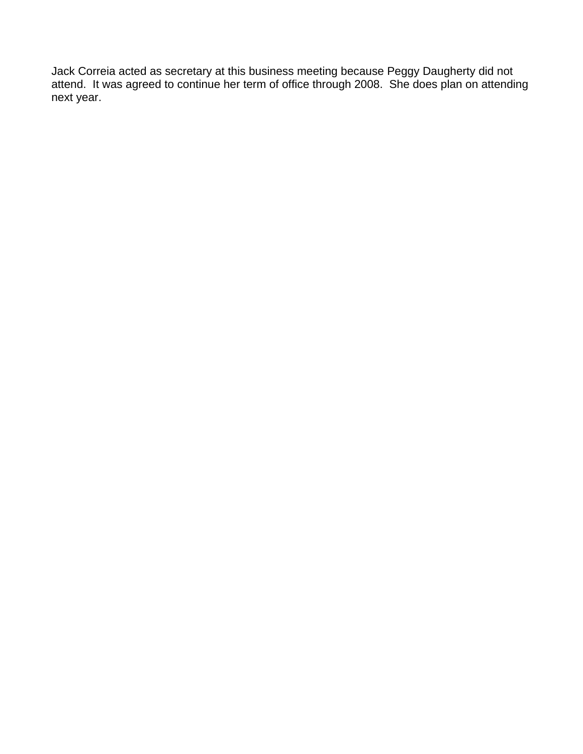Jack Correia acted as secretary at this business meeting because Peggy Daugherty did not attend. It was agreed to continue her term of office through 2008. She does plan on attending next year.